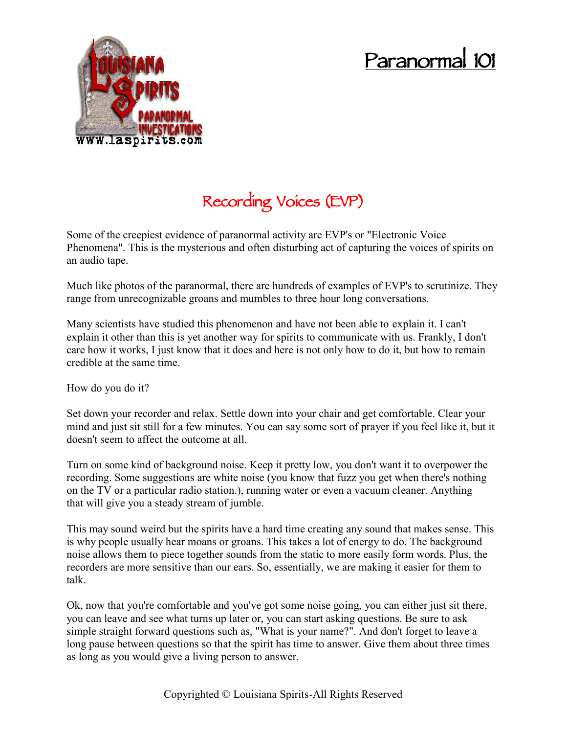# Paranormal 101

## Recording Voices (EVP)

Some of the creepiest evidence of paranormal activity are EVP's or "Electronic Voice Phenomena". This is the mysterious and often disturbing act of capturing the voices of spirits on an audio tape.

Much like photos of the paranormal, there are hundreds of examples of EVP's to scrutinize. They range from unrecognizable groans and mumbles to three hour long conversations.

Many scientists have studied this phenomenon and have not been able to explain it. I can't explain it other than this is yet another way for spirits to communicate with us. Frankly, I don't care how it works, I just know that it does and here is not only how to do it, but how to remain credible at the same time.

How do you do it?

Set down your recorder and relax. Settle down into your chair and get comfortable. Clear your mind and just sit still for a few minutes. You can say some sort of prayer if you feel like it, but it doesn't seem to affect the outcome at all.

Turn on some kind of background noise. Keep it pretty low, you don't want it to overpower the recording. Some suggestions are white noise (you know that fuzz you get when there's nothing on the TV or a particular radio station.), running water or even a vacuum cleaner. Anything that will give you a steady stream of jumble.

This may sound weird but the spirits have a hard time creating any sound that makes sense. This is why people usually hear moans or groans. This takes a lot of energy to do. The background noise allows them to piece together sounds from the static to more easily form words. Plus, the recorders are more sensitive than our ears. So, essentially, we are making it easier for them to talk.

Ok, now that you're comfortable and you've got some noise going, you can either just sit there, you can leave and see what turns up later or, you can start asking questions. Be sure to ask simple straight forward questions such as, "What is your name?". And don't forget to leave a long pause between questions so that the spirit has time to answer. Give them about three times as long as you would give a living person to answer.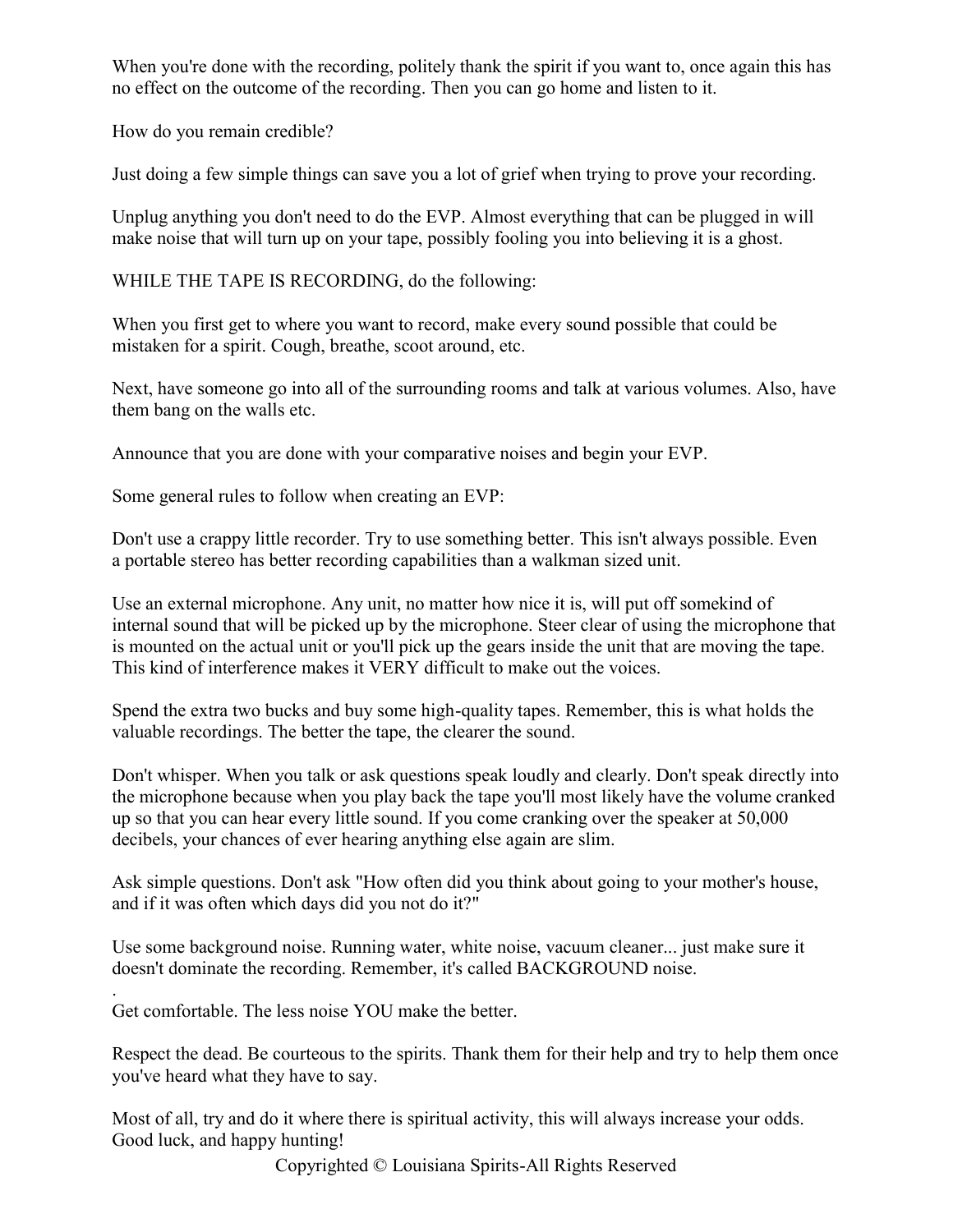When you're done with the recording, politely thank the spirit if you want to, once again this has no effect on the outcome of the recording. Then you can go home and listen to it.

How do you remain credible?

Just doing a few simple things can save you a lot of grief when trying to prove your recording.

Unplug anything you don't need to do the EVP. Almost everything that can be plugged in will make noise that will turn up on your tape, possibly fooling you into believing it is a ghost.

WHILE THE TAPE IS RECORDING, do the following:

When you first get to where you want to record, make every sound possible that could be mistaken for a spirit. Cough, breathe, scoot around, etc.

Next, have someone go into all of the surrounding rooms and talk at various volumes. Also, have them bang on the walls etc.

Announce that you are done with your comparative noises and begin your EVP.

Some general rules to follow when creating an EVP:

Don't use a crappy little recorder. Try to use something better. This isn't always possible. Even a portable stereo has better recording capabilities than a walkman sized unit.

Use an external microphone. Any unit, no matter how nice it is, will put off somekind of internal sound that will be picked up by the microphone. Steer clear of using the microphone that is mounted on the actual unit or you'll pick up the gears inside the unit that are moving the tape. This kind of interference makes it VERY difficult to make out the voices.

Spend the extra two bucks and buy some high-quality tapes. Remember, this is what holds the valuable recordings. The better the tape, the clearer the sound.

Don't whisper. When you talk or ask questions speak loudly and clearly. Don't speak directly into the microphone because when you play back the tape you'll most likely have the volume cranked up so that you can hear every little sound. If you come cranking over the speaker at 50,000 decibels, your chances of ever hearing anything else again are slim.

Ask simple questions. Don't ask "How often did you think about going to your mother's house, and if it was often which days did you not do it?"

Use some background noise. Running water, white noise, vacuum cleaner... just make sure it doesn't dominate the recording. Remember, it's called BACKGROUND noise.

.
Get comfortable. The less noise YOU make the better.

Respect the dead. Be courteous to the spirits. Thank them for their help and try to help them once you've heard what they have to say.

Most of all, try and do it where there is spiritual activity, this will always increase your odds. Good luck, and happy hunting!

Copyrighted © Louisiana Spirits-All Rights Reserved